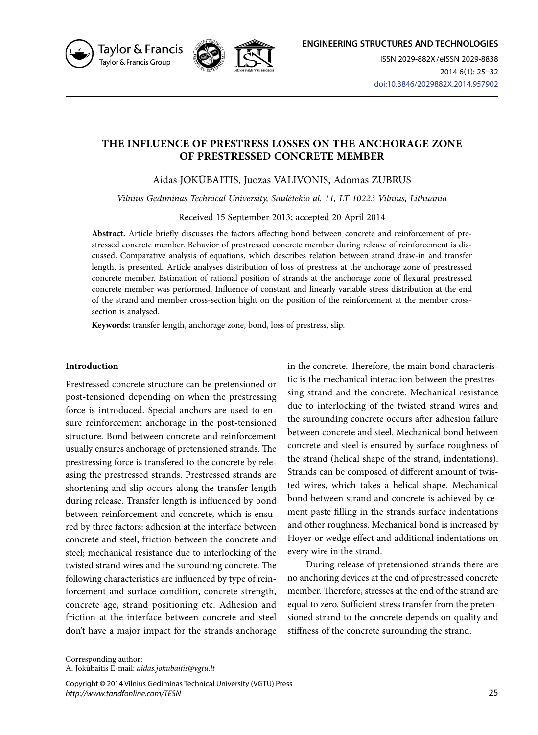# THE INFLUENCE OF PRESTRESS LOSSES ON THE ANCHORAGE ZONE OF PRESTRESSED CONCRETE MEMBER

Aidas JOKŪBAITIS, Juozas VALIVONIS, Adomas ZUBRUS

*Vilnius Gediminas Technical University, Saulėtekio al. 11, LT-10223 Vilnius, Lithuania*

Received 15 September 2013; accepted 20 April 2014

**Abstract.** Article briefly discusses the factors affecting bond between concrete and reinforcement of prestressed concrete member. Behavior of prestressed concrete member during release of reinforcement is discussed. Comparative analysis of equations, which describes relation between strand draw-in and transfer length, is presented. Article analyses distribution of loss of prestress at the anchorage zone of prestressed concrete member. Estimation of rational position of strands at the anchorage zone of flexural prestressed concrete member was performed. Influence of constant and linearly variable stress distribution at the end of the strand and member cross-section hight on the position of the reinforcement at the member cross-section is analysed.

**Keywords:** transfer length, anchorage zone, bond, loss of prestress, slip.

## Introduction

Prestressed concrete structure can be pretensioned or post-tensioned depending on when the prestressing force is introduced. Special anchors are used to ensure reinforcement anchorage in the post-tensioned structure. Bond between concrete and reinforcement usually ensures anchorage of pretensioned strands. The prestressing force is transfered to the concrete by releasing the prestressed strands. Prestressed strands are shortening and slip occurs along the transfer length during release. Transfer length is influenced by bond between reinforcement and concrete, which is ensured by three factors: adhesion at the interface between concrete and steel; friction between the concrete and steel; mechanical resistance due to interlocking of the twisted strand wires and the surrounding concrete. The following characteristics are influenced by type of reinforcement and surface condition, concrete strength, concrete age, strand positioning etc. Adhesion and friction at the interface between concrete and steel don't have a major impact for the strands anchorage in the concrete. Therefore, the main bond characteristic is the mechanical interaction between the prestressing strand and the concrete. Mechanical resistance due to interlocking of the twisted strand wires and the surounding concrete occurs after adhesion failure between concrete and steel. Mechanical bond between concrete and steel is ensured by surface roughness of the strand (helical shape of the strand, indentations). Strands can be composed of different amount of twisted wires, which takes a helical shape. Mechanical bond between strand and concrete is achieved by cement paste filling in the strands surface indentations and other roughness. Mechanical bond is increased by Hoyer or wedge effect and additional indentations on every wire in the strand.

During release of pretensioned strands there are no anchoring devices at the end of prestressed concrete member. Therefore, stresses at the end of the strand are equal to zero. Sufficient stress transfer from the pretensioned strand to the concrete depends on quality and stiffness of the concrete surounding the strand.

Corresponding author:
A. Jokūbaitis E-mail: *aidas.jokubaitis@vgtu.lt*

Copyright © 2014 Vilnius Gediminas Technical University (VGTU) Press
*http://www.tandfonline.com/TESN*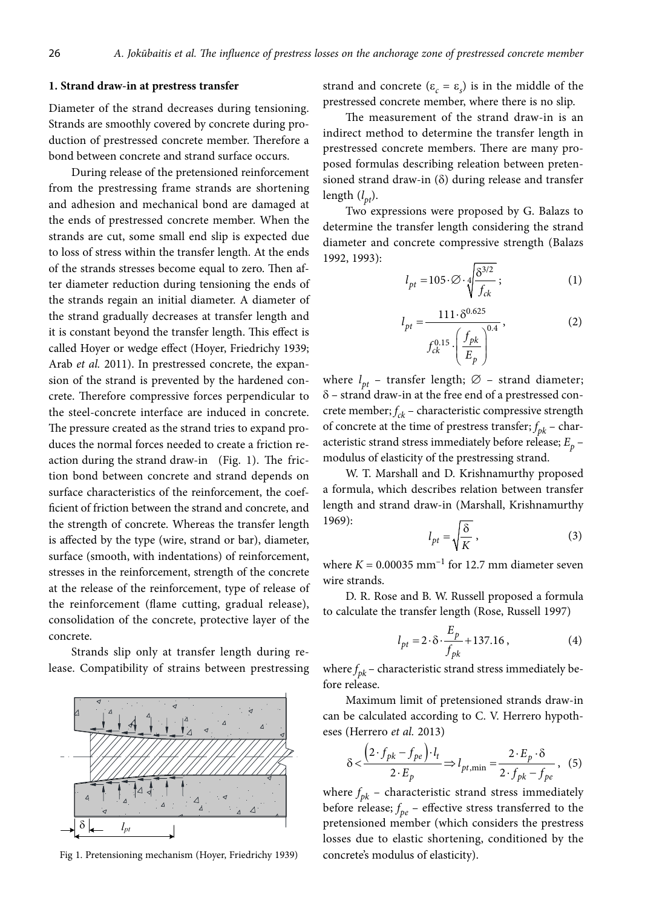## 1. Strand draw-in at prestress transfer

Diameter of the strand decreases during tensioning. Strands are smoothly covered by concrete during production of prestressed concrete member. Therefore a bond between concrete and strand surface occurs.

During release of the pretensioned reinforcement from the prestressing frame strands are shortening and adhesion and mechanical bond are damaged at the ends of prestressed concrete member. When the strands are cut, some small end slip is expected due to loss of stress within the transfer length. At the ends of the strands stresses become equal to zero. Then after diameter reduction during tensioning the ends of the strands regain an initial diameter. A diameter of the strand gradually decreases at transfer length and it is constant beyond the transfer length. This effect is called Hoyer or wedge effect (Hoyer, Friedrichy 1939; Arab *et al.* 2011). In prestressed concrete, the expansion of the strand is prevented by the hardened concrete. Therefore compressive forces perpendicular to the steel-concrete interface are induced in concrete. The pressure created as the strand tries to expand produces the normal forces needed to create a friction reaction during the strand draw-in (Fig. 1). The friction bond between concrete and strand depends on surface characteristics of the reinforcement, the coefficient of friction between the strand and concrete, and the strength of concrete. Whereas the transfer length is affected by the type (wire, strand or bar), diameter, surface (smooth, with indentations) of reinforcement, stresses in the reinforcement, strength of the concrete at the release of the reinforcement, type of release of the reinforcement (flame cutting, gradual release), consolidation of the concrete, protective layer of the concrete.

Strands slip only at transfer length during release. Compatibility of strains between prestressing strand and concrete ($\varepsilon_c = \varepsilon_s$) is in the middle of the prestressed concrete member, where there is no slip.

Fig 1. Pretensioning mechanism (Hoyer, Friedrichy 1939)

The measurement of the strand draw-in is an indirect method to determine the transfer length in prestressed concrete members. There are many proposed formulas describing releation between pretensioned strand draw-in ($\delta$) during release and transfer length ($l_{pt}$).

Two expressions were proposed by G. Balazs to determine the transfer length considering the strand diameter and concrete compressive strength (Balazs 1992, 1993):

$$l_{pt} = 105 \cdot \varnothing \cdot \sqrt[4]{\frac{\delta^{3/2}}{f_{ck}}}; \quad (1)$$

$$l_{pt} = \frac{111 \cdot \delta^{0.625}}{f_{ck}^{0.15} \cdot \left(\frac{f_{pk}}{E_p}\right)^{0.4}}, \quad (2)$$

where $l_{pt}$ – transfer length; $\varnothing$ – strand diameter; $\delta$ – strand draw-in at the free end of a prestressed concrete member; $f_{ck}$ – characteristic compressive strength of concrete at the time of prestress transfer; $f_{pk}$ – characteristic strand stress immediately before release; $E_p$ – modulus of elasticity of the prestressing strand.

W. T. Marshall and D. Krishnamurthy proposed a formula, which describes relation between transfer length and strand draw-in (Marshall, Krishnamurthy 1969):

$$l_{pt} = \sqrt{\frac{\delta}{K}}, \quad (3)$$

where $K = 0.00035$ mm$^{-1}$ for 12.7 mm diameter seven wire strands.

D. R. Rose and B. W. Russell proposed a formula to calculate the transfer length (Rose, Russell 1997)

$$l_{pt} = 2 \cdot \delta \cdot \frac{E_p}{f_{pk}} + 137.16, \quad (4)$$

where $f_{pk}$ – characteristic strand stress immediately before release.

Maximum limit of pretensioned strands draw-in can be calculated according to C. V. Herrero hypotheses (Herrero *et al.* 2013)

$$\delta < \frac{\left(2 \cdot f_{pk} - f_{pe}\right) \cdot l_t}{2 \cdot E_p} \Rightarrow l_{pt,\min} = \frac{2 \cdot E_p \cdot \delta}{2 \cdot f_{pk} - f_{pe}}, \quad (5)$$

where $f_{pk}$ – characteristic strand stress immediately before release; $f_{pe}$ – effective stress transferred to the pretensioned member (which considers the prestress losses due to elastic shortening, conditioned by the concrete's modulus of elasticity).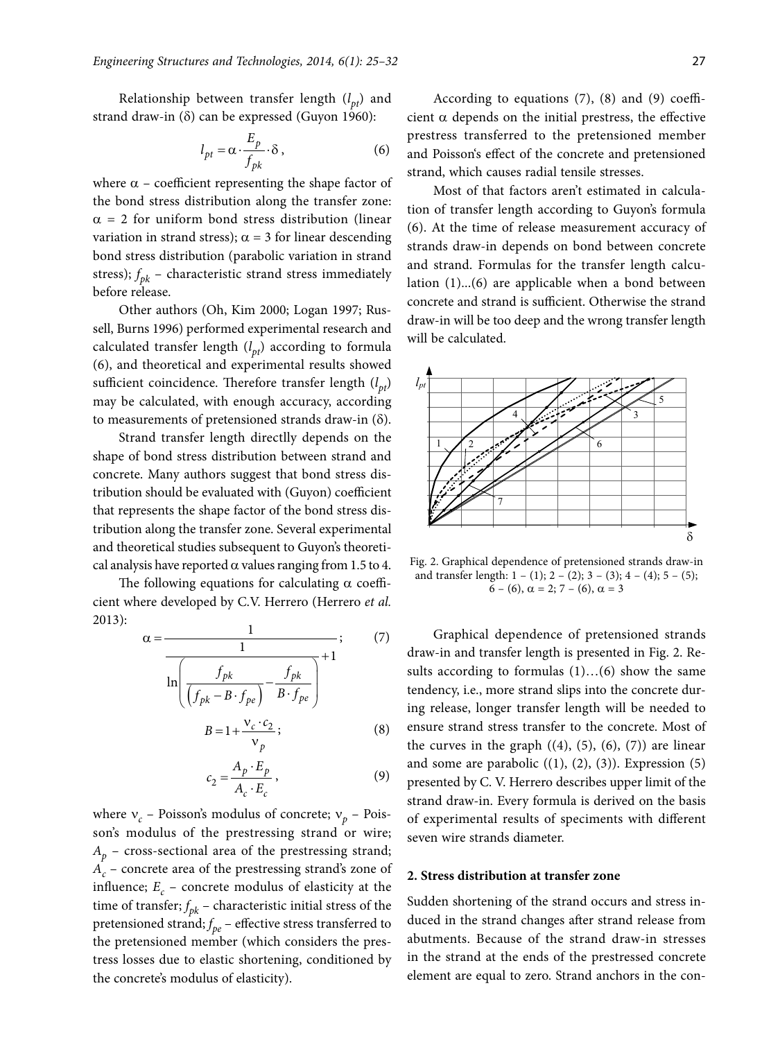Relationship between transfer length ($l_{pt}$) and strand draw-in ($\delta$) can be expressed (Guyon 1960):

$$l_{pt} = \alpha \cdot \frac{E_p}{f_{pk}} \cdot \delta, \tag{6}$$

where $\alpha$ – coefficient representing the shape factor of the bond stress distribution along the transfer zone: $\alpha = 2$ for uniform bond stress distribution (linear variation in strand stress); $\alpha = 3$ for linear descending bond stress distribution (parabolic variation in strand stress); $f_{pk}$ – characteristic strand stress immediately before release.

Other authors (Oh, Kim 2000; Logan 1997; Russell, Burns 1996) performed experimental research and calculated transfer length ($l_{pt}$) according to formula (6), and theoretical and experimental results showed sufficient coincidence. Therefore transfer length ($l_{pt}$) may be calculated, with enough accuracy, according to measurements of pretensioned strands draw-in ($\delta$).

Strand transfer length directlly depends on the shape of bond stress distribution between strand and concrete. Many authors suggest that bond stress distribution should be evaluated with (Guyon) coefficient that represents the shape factor of the bond stress distribution along the transfer zone. Several experimental and theoretical studies subsequent to Guyon's theoretical analysis have reported $\alpha$ values ranging from 1.5 to 4.

The following equations for calculating $\alpha$ coefficient where developed by C.V. Herrero (Herrero *et al.* 2013):

$$\alpha = \frac{1}{\dfrac{1}{\ln\left(\dfrac{f_{pk}}{\left(f_{pk} - B \cdot f_{pe}\right)} - \dfrac{f_{pk}}{B \cdot f_{pe}}\right)} + 1}; \tag{7}$$

$$B = 1 + \frac{\nu_c \cdot c_2}{\nu_p}; \tag{8}$$

$$c_2 = \frac{A_p \cdot E_p}{A_c \cdot E_c}, \tag{9}$$

where $\nu_c$ – Poisson's modulus of concrete; $\nu_p$ – Poisson's modulus of the prestressing strand or wire; $A_p$ – cross-sectional area of the prestressing strand; $A_c$ – concrete area of the prestressing strand's zone of influence; $E_c$ – concrete modulus of elasticity at the time of transfer; $f_{pk}$ – characteristic initial stress of the pretensioned strand; $f_{pe}$ – effective stress transferred to the pretensioned member (which considers the prestress losses due to elastic shortening, conditioned by the concrete's modulus of elasticity).

According to equations (7), (8) and (9) coefficient $\alpha$ depends on the initial prestress, the effective prestress transferred to the pretensioned member and Poisson's effect of the concrete and pretensioned strand, which causes radial tensile stresses.

Most of that factors aren't estimated in calculation of transfer length according to Guyon's formula (6). At the time of release measurement accuracy of strands draw-in depends on bond between concrete and strand. Formulas for the transfer length calculation (1)...(6) are applicable when a bond between concrete and strand is sufficient. Otherwise the strand draw-in will be too deep and the wrong transfer length will be calculated.

Fig. 2. Graphical dependence of pretensioned strands draw-in and transfer length: 1 – (1); 2 – (2); 3 – (3); 4 – (4); 5 – (5); 6 – (6), $\alpha = 2$; 7 – (6), $\alpha = 3$

Graphical dependence of pretensioned strands draw-in and transfer length is presented in Fig. 2. Results according to formulas (1)…(6) show the same tendency, i.e., more strand slips into the concrete during release, longer transfer length will be needed to ensure strand stress transfer to the concrete. Most of the curves in the graph ((4), (5), (6), (7)) are linear and some are parabolic ((1), (2), (3)). Expression (5) presented by C. V. Herrero describes upper limit of the strand draw-in. Every formula is derived on the basis of experimental results of speciments with different seven wire strands diameter.

## 2. Stress distribution at transfer zone

Sudden shortening of the strand occurs and stress induced in the strand changes after strand release from abutments. Because of the strand draw-in stresses in the strand at the ends of the prestressed concrete element are equal to zero. Strand anchors in the con-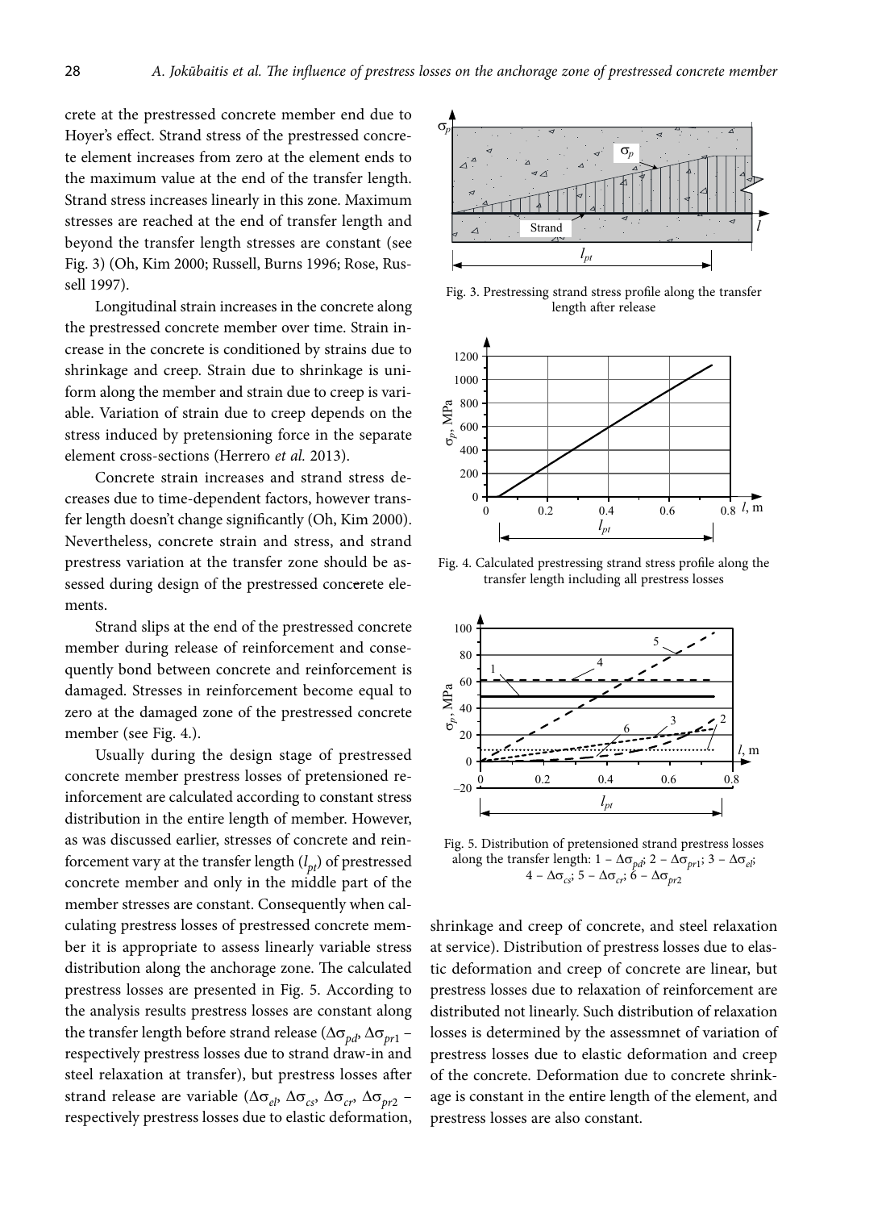crete at the prestressed concrete member end due to Hoyer's effect. Strand stress of the prestressed concrete element increases from zero at the element ends to the maximum value at the end of the transfer length. Strand stress increases linearly in this zone. Maximum stresses are reached at the end of transfer length and beyond the transfer length stresses are constant (see Fig. 3) (Oh, Kim 2000; Russell, Burns 1996; Rose, Russell 1997).

Longitudinal strain increases in the concrete along the prestressed concrete member over time. Strain increase in the concrete is conditioned by strains due to shrinkage and creep. Strain due to shrinkage is uniform along the member and strain due to creep is variable. Variation of strain due to creep depends on the stress induced by pretensioning force in the separate element cross-sections (Herrero *et al.* 2013).

Concrete strain increases and strand stress decreases due to time-dependent factors, however transfer length doesn't change significantly (Oh, Kim 2000). Nevertheless, concrete strain and stress, and strand prestress variation at the transfer zone should be assessed during design of the prestressed concerete elements.

Strand slips at the end of the prestressed concrete member during release of reinforcement and consequently bond between concrete and reinforcement is damaged. Stresses in reinforcement become equal to zero at the damaged zone of the prestressed concrete member (see Fig. 4.).

Usually during the design stage of prestressed concrete member prestress losses of pretensioned reinforcement are calculated according to constant stress distribution in the entire length of member. However, as was discussed earlier, stresses of concrete and reinforcement vary at the transfer length ($l_{pt}$) of prestressed concrete member and only in the middle part of the member stresses are constant. Consequently when calculating prestress losses of prestressed concrete member it is appropriate to assess linearly variable stress distribution along the anchorage zone. The calculated prestress losses are presented in Fig. 5. According to the analysis results prestress losses are constant along the transfer length before strand release ($\Delta\sigma_{pd}$, $\Delta\sigma_{pr1}$ – respectively prestress losses due to strand draw-in and steel relaxation at transfer), but prestress losses after strand release are variable ($\Delta\sigma_{el}$, $\Delta\sigma_{cs}$, $\Delta\sigma_{cr}$, $\Delta\sigma_{pr2}$ – respectively prestress losses due to elastic deformation, shrinkage and creep of concrete, and steel relaxation at service). Distribution of prestress losses due to elastic deformation and creep of concrete are linear, but prestress losses due to relaxation of reinforcement are distributed not linearly. Such distribution of relaxation losses is determined by the assessmnet of variation of prestress losses due to elastic deformation and creep of the concrete. Deformation due to concrete shrinkage is constant in the entire length of the element, and prestress losses are also constant.

Fig. 3. Prestressing strand stress profile along the transfer length after release

Fig. 4. Calculated prestressing strand stress profile along the transfer length including all prestress losses

Fig. 5. Distribution of pretensioned strand prestress losses along the transfer length: 1 – $\Delta\sigma_{pd}$; 2 – $\Delta\sigma_{pr1}$; 3 – $\Delta\sigma_{el}$; 4 – $\Delta\sigma_{cs}$; 5 – $\Delta\sigma_{cr}$; 6 – $\Delta\sigma_{pr2}$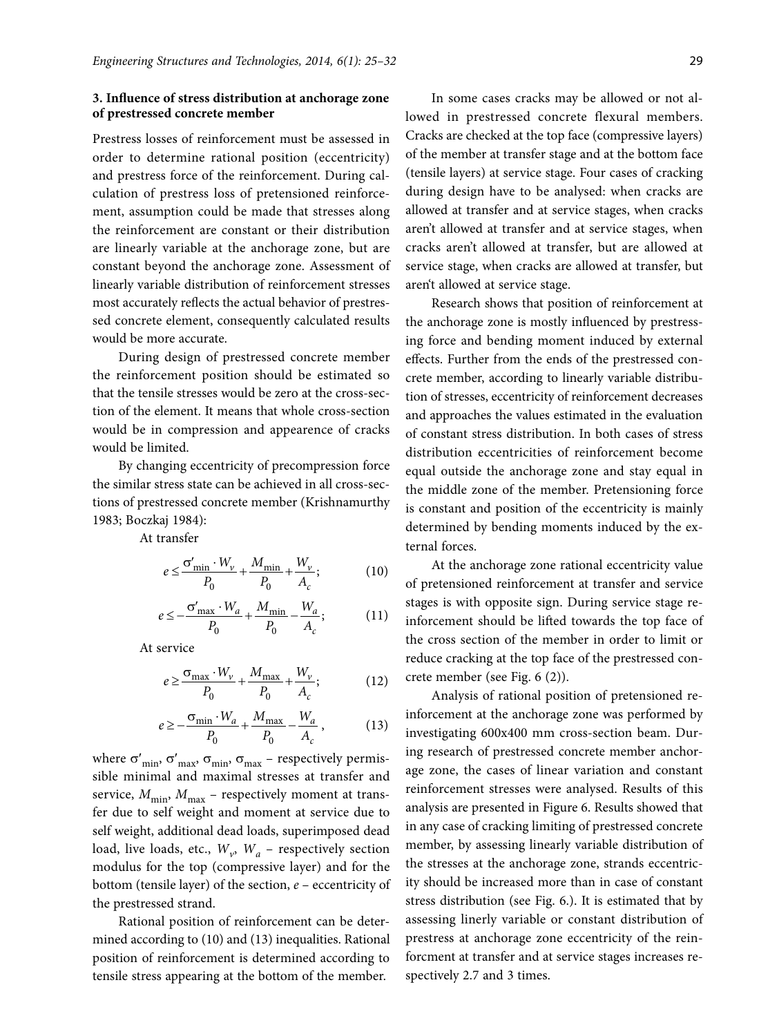### 3. Influence of stress distribution at anchorage zone of prestressed concrete member

Prestress losses of reinforcement must be assessed in order to determine rational position (eccentricity) and prestress force of the reinforcement. During calculation of prestress loss of pretensioned reinforcement, assumption could be made that stresses along the reinforcement are constant or their distribution are linearly variable at the anchorage zone, but are constant beyond the anchorage zone. Assessment of linearly variable distribution of reinforcement stresses most accurately reflects the actual behavior of prestressed concrete element, consequently calculated results would be more accurate.

During design of prestressed concrete member the reinforcement position should be estimated so that the tensile stresses would be zero at the cross-section of the element. It means that whole cross-section would be in compression and appearence of cracks would be limited.

By changing eccentricity of precompression force the similar stress state can be achieved in all cross-sections of prestressed concrete member (Krishnamurthy 1983; Boczkaj 1984):

At transfer

$$e \leq \frac{\sigma'_{\min} \cdot W_v}{P_0} + \frac{M_{\min}}{P_0} + \frac{W_v}{A_c}; \tag{10}$$

$$e \leq -\frac{\sigma'_{\max} \cdot W_a}{P_0} + \frac{M_{\min}}{P_0} - \frac{W_a}{A_c}; \tag{11}$$

At service

$$e \geq \frac{\sigma_{\max} \cdot W_v}{P_0} + \frac{M_{\max}}{P_0} + \frac{W_v}{A_c}; \tag{12}$$

$$e \geq -\frac{\sigma_{\min} \cdot W_a}{P_0} + \frac{M_{\max}}{P_0} - \frac{W_a}{A_c}, \tag{13}$$

where $\sigma'_{\min}$, $\sigma'_{\max}$, $\sigma_{\min}$, $\sigma_{\max}$ – respectively permissible minimal and maximal stresses at transfer and service, $M_{\min}$, $M_{\max}$ – respectively moment at transfer due to self weight and moment at service due to self weight, additional dead loads, superimposed dead load, live loads, etc., $W_v$, $W_a$ – respectively section modulus for the top (compressive layer) and for the bottom (tensile layer) of the section, $e$ – eccentricity of the prestressed strand.

Rational position of reinforcement can be determined according to (10) and (13) inequalities. Rational position of reinforcement is determined according to tensile stress appearing at the bottom of the member.

In some cases cracks may be allowed or not allowed in prestressed concrete flexural members. Cracks are checked at the top face (compressive layers) of the member at transfer stage and at the bottom face (tensile layers) at service stage. Four cases of cracking during design have to be analysed: when cracks are allowed at transfer and at service stages, when cracks aren't allowed at transfer and at service stages, when cracks aren't allowed at transfer, but are allowed at service stage, when cracks are allowed at transfer, but aren't allowed at service stage.

Research shows that position of reinforcement at the anchorage zone is mostly influenced by prestressing force and bending moment induced by external effects. Further from the ends of the prestressed concrete member, according to linearly variable distribution of stresses, eccentricity of reinforcement decreases and approaches the values estimated in the evaluation of constant stress distribution. In both cases of stress distribution eccentricities of reinforcement become equal outside the anchorage zone and stay equal in the middle zone of the member. Pretensioning force is constant and position of the eccentricity is mainly determined by bending moments induced by the external forces.

At the anchorage zone rational eccentricity value of pretensioned reinforcement at transfer and service stages is with opposite sign. During service stage reinforcement should be lifted towards the top face of the cross section of the member in order to limit or reduce cracking at the top face of the prestressed concrete member (see Fig. 6 (2)).

Analysis of rational position of pretensioned reinforcement at the anchorage zone was performed by investigating 600x400 mm cross-section beam. During research of prestressed concrete member anchorage zone, the cases of linear variation and constant reinforcement stresses were analysed. Results of this analysis are presented in Figure 6. Results showed that in any case of cracking limiting of prestressed concrete member, by assessing linearly variable distribution of the stresses at the anchorage zone, strands eccentricity should be increased more than in case of constant stress distribution (see Fig. 6.). It is estimated that by assessing linerly variable or constant distribution of prestress at anchorage zone eccentricity of the reinforcment at transfer and at service stages increases respectively 2.7 and 3 times.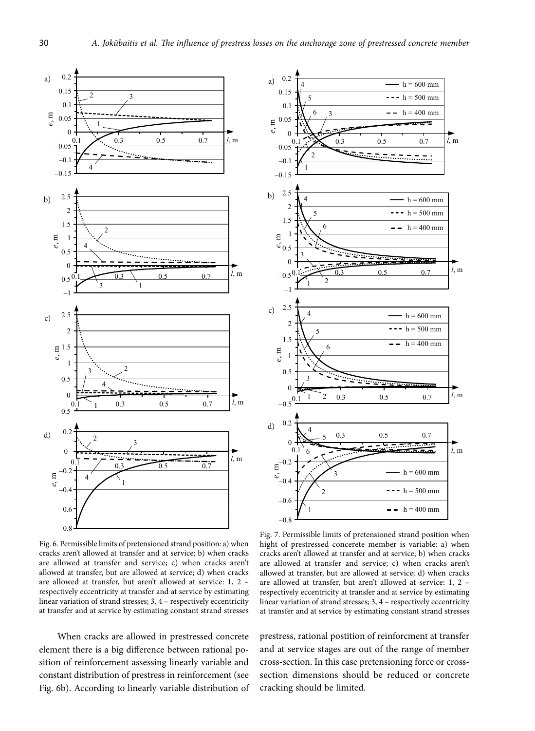Fig. 6. Permissible limits of pretensioned strand position: a) when cracks aren't allowed at transfer and at service; b) when cracks are allowed at transfer and service; c) when cracks aren't allowed at transfer, but are allowed at service; d) when cracks are allowed at transfer, but aren't allowed at service: 1, 2 – respectively eccentricity at transfer and at service by estimating linear variation of strand stresses; 3, 4 – respectively eccentricity at transfer and at service by estimating constant strand stresses

Fig. 7. Permissible limits of pretensioned strand position when hight of prestressed concerete member is variable: a) when cracks aren't allowed at transfer and at service; b) when cracks are allowed at transfer and service; c) when cracks aren't allowed at transfer, but are allowed at service; d) when cracks are allowed at transfer, but aren't allowed at service: 1, 2 – respectively eccentricity at transfer and at service by estimating linear variation of strand stresses; 3, 4 – respectively eccentricity at transfer and at service by estimating constant strand stresses

When cracks are allowed in prestressed concrete element there is a big difference between rational position of reinforcement assessing linearly variable and constant distribution of prestress in reinforcement (see Fig. 6b). According to linearly variable distribution of prestress, rational postition of reinforcment at transfer and at service stages are out of the range of member cross-section. In this case pretensioning force or cross-section dimensions should be reduced or concrete cracking should be limited.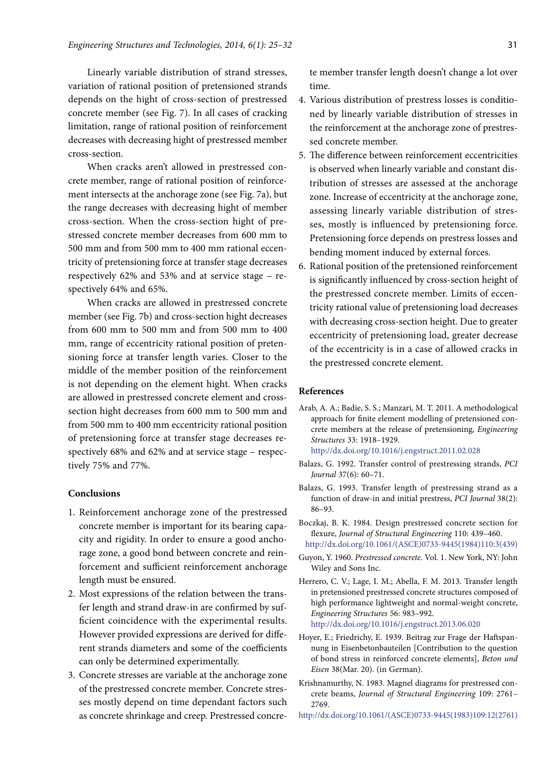Linearly variable distribution of strand stresses, variation of rational position of pretensioned strands depends on the hight of cross-section of prestressed concrete member (see Fig. 7). In all cases of cracking limitation, range of rational position of reinforcement decreases with decreasing hight of prestressed member cross-section.

When cracks aren't allowed in prestressed concrete member, range of rational position of reinforcement intersects at the anchorage zone (see Fig. 7a), but the range decreases with decreasing hight of member cross-section. When the cross-section hight of prestressed concrete member decreases from 600 mm to 500 mm and from 500 mm to 400 mm rational eccentricity of pretensioning force at transfer stage decreases respectively 62% and 53% and at service stage – respectively 64% and 65%.

When cracks are allowed in prestressed concrete member (see Fig. 7b) and cross-section hight decreases from 600 mm to 500 mm and from 500 mm to 400 mm, range of eccentricity rational position of pretensioning force at transfer length varies. Closer to the middle of the member position of the reinforcement is not depending on the element hight. When cracks are allowed in prestressed concrete element and cross-section hight decreases from 600 mm to 500 mm and from 500 mm to 400 mm eccentricity rational position of pretensioning force at transfer stage decreases respectively 68% and 62% and at service stage – respectively 75% and 77%.

## Conclusions

1. Reinforcement anchorage zone of the prestressed concrete member is important for its bearing capacity and rigidity. In order to ensure a good anchorage zone, a good bond between concrete and reinforcement and sufficient reinforcement anchorage length must be ensured.
2. Most expressions of the relation between the transfer length and strand draw-in are confirmed by sufficient coincidence with the experimental results. However provided expressions are derived for different strands diameters and some of the coefficients can only be determined experimentally.
3. Concrete stresses are variable at the anchorage zone of the prestressed concrete member. Concrete stresses mostly depend on time dependant factors such as concrete shrinkage and creep. Prestressed concrete member transfer length doesn't change a lot over time.
4. Various distribution of prestress losses is conditioned by linearly variable distribution of stresses in the reinforcement at the anchorage zone of prestressed concrete member.
5. The difference between reinforcement eccentricities is observed when linearly variable and constant distribution of stresses are assessed at the anchorage zone. Increase of eccentricity at the anchorage zone, assessing linearly variable distribution of stresses, mostly is influenced by pretensioning force. Pretensioning force depends on prestress losses and bending moment induced by external forces.
6. Rational position of the pretensioned reinforcement is significantly influenced by cross-section height of the prestressed concrete member. Limits of eccentricity rational value of pretensioning load decreases with decreasing cross-section height. Due to greater eccentricity of pretensioning load, greater decrease of the eccentricity is in a case of allowed cracks in the prestressed concrete element.

## References

Arab, A. A.; Badie, S. S.; Manzari, M. T. 2011. A methodological approach for finite element modelling of pretensioned concrete members at the release of pretensioning, *Engineering Structures* 33: 1918–1929. http://dx.doi.org/10.1016/j.engstruct.2011.02.028

Balazs, G. 1992. Transfer control of prestressing strands, *PCI Journal* 37(6): 60–71.

Balazs, G. 1993. Transfer length of prestressing strand as a function of draw-in and initial prestress, *PCI Journal* 38(2): 86–93.

Boczkaj, B. K. 1984. Design prestressed concrete section for flexure, *Journal of Structural Engineering* 110: 439–460. http://dx.doi.org/10.1061/(ASCE)0733-9445(1984)110:3(439)

Guyon, Y. 1960. *Prestressed concrete*. Vol. 1. New York, NY: John Wiley and Sons Inc.

Herrero, C. V.; Lage, I. M.; Abella, F. M. 2013. Transfer length in pretensioned prestressed concrete structures composed of high performance lightweight and normal-weight concrete, *Engineering Structures* 56: 983–992. http://dx.doi.org/10.1016/j.engstruct.2013.06.020

Hoyer, E.; Friedrichy, E. 1939. Beitrag zur Frage der Haftspannung in Eisenbetonbauteilen [Contribution to the question of bond stress in reinforced concrete elements], *Beton und Eisen* 38(Mar. 20). (in German).

Krishnamurthy, N. 1983. Magnel diagrams for prestressed concrete beams, *Journal of Structural Engineering* 109: 2761–2769. http://dx.doi.org/10.1061/(ASCE)0733-9445(1983)109:12(2761)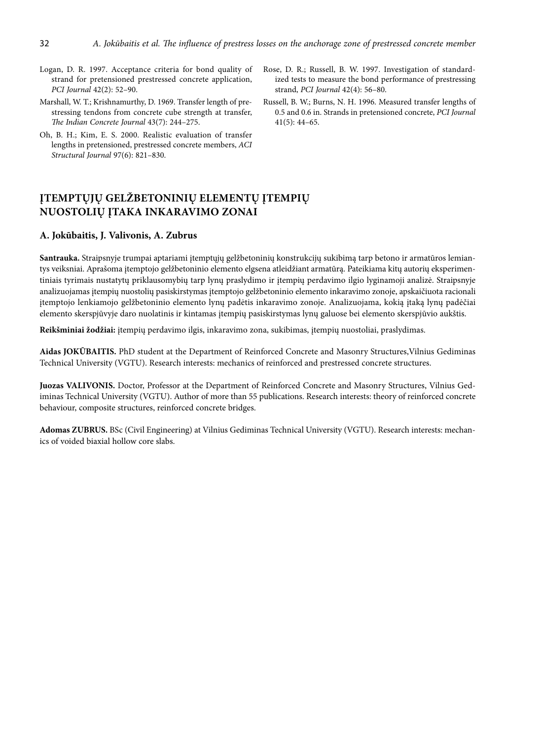Logan, D. R. 1997. Acceptance criteria for bond quality of strand for pretensioned prestressed concrete application, *PCI Journal* 42(2): 52–90.

Marshall, W. T.; Krishnamurthy, D. 1969. Transfer length of prestressing tendons from concrete cube strength at transfer, *The Indian Concrete Journal* 43(7): 244–275.

Oh, B. H.; Kim, E. S. 2000. Realistic evaluation of transfer lengths in pretensioned, prestressed concrete members, *ACI Structural Journal* 97(6): 821–830.

Rose, D. R.; Russell, B. W. 1997. Investigation of standardized tests to measure the bond performance of prestressing strand, *PCI Journal* 42(4): 56–80.

Russell, B. W.; Burns, N. H. 1996. Measured transfer lengths of 0.5 and 0.6 in. Strands in pretensioned concrete, *PCI Journal* 41(5): 44–65.

## ĮTEMPTŲJŲ GELŽBETONINIŲ ELEMENTŲ ĮTEMPIŲ NUOSTOLIŲ ĮTAKA INKARAVIMO ZONAI

### A. Jokūbaitis, J. Valivonis, A. Zubrus

**Santrauka.** Straipsnyje trumpai aptariami įtemptųjų gelžbetoninių konstrukcijų sukibimą tarp betono ir armatūros lemiantys veiksniai. Aprašoma įtemptojo gelžbetoninio elemento elgsena atleidžiant armatūrą. Pateikiama kitų autorių eksperimentiniais tyrimais nustatytų priklausomybių tarp lynų praslydimo ir įtempių perdavimo ilgio lyginamoji analizė. Straipsnyje analizuojamas įtempių nuostolių pasiskirstymas įtemptojo gelžbetoninio elemento inkaravimo zonoje, apskaičiuota racionali įtemptojo lenkiamojo gelžbetoninio elemento lynų padėtis inkaravimo zonoje. Analizuojama, kokią įtaką lynų padėčiai elemento skerspjūvyje daro nuolatinis ir kintamas įtempių pasiskirstymas lynų galuose bei elemento skerspjūvio aukštis.

**Reikšminiai žodžiai:** įtempių perdavimo ilgis, inkaravimo zona, sukibimas, įtempių nuostoliai, praslydimas.

**Aidas JOKŪBAITIS.** PhD student at the Department of Reinforced Concrete and Masonry Structures,Vilnius Gediminas Technical University (VGTU). Research interests: mechanics of reinforced and prestressed concrete structures.

**Juozas VALIVONIS.** Doctor, Professor at the Department of Reinforced Concrete and Masonry Structures, Vilnius Gediminas Technical University (VGTU). Author of more than 55 publications. Research interests: theory of reinforced concrete behaviour, composite structures, reinforced concrete bridges.

**Adomas ZUBRUS.** BSc (Civil Engineering) at Vilnius Gediminas Technical University (VGTU). Research interests: mechanics of voided biaxial hollow core slabs.